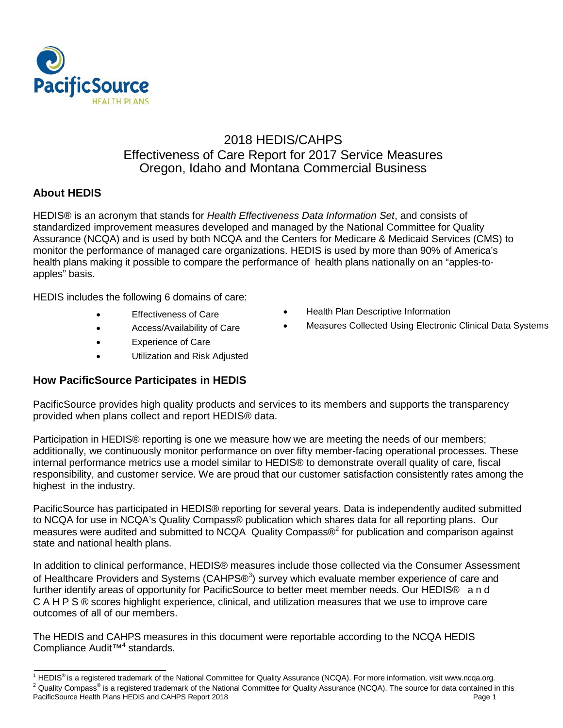# 2018 HEDIS/CAHPS
## Effectiveness of Care Report for 2017 Service Measures
## Oregon, Idaho and Montana Commercial Business

### About HEDIS

HEDIS® is an acronym that stands for *Health Effectiveness Data Information Set*, and consists of standardized improvement measures developed and managed by the National Committee for Quality Assurance (NCQA) and is used by both NCQA and the Centers for Medicare & Medicaid Services (CMS) to monitor the performance of managed care organizations. HEDIS is used by more than 90% of America's health plans making it possible to compare the performance of health plans nationally on an "apples-to-apples" basis.

HEDIS includes the following 6 domains of care:

- Effectiveness of Care
- Access/Availability of Care
- Experience of Care
- Utilization and Risk Adjusted
- Health Plan Descriptive Information
- Measures Collected Using Electronic Clinical Data Systems

### How PacificSource Participates in HEDIS

PacificSource provides high quality products and services to its members and supports the transparency provided when plans collect and report HEDIS® data.

Participation in HEDIS® reporting is one we measure how we are meeting the needs of our members; additionally, we continuously monitor performance on over fifty member-facing operational processes. These internal performance metrics use a model similar to HEDIS® to demonstrate overall quality of care, fiscal responsibility, and customer service. We are proud that our customer satisfaction consistently rates among the highest in the industry.

PacificSource has participated in HEDIS® reporting for several years. Data is independently audited submitted to NCQA for use in NCQA's Quality Compass® publication which shares data for all reporting plans. Our measures were audited and submitted to NCQA Quality Compass®[2] for publication and comparison against state and national health plans.

In addition to clinical performance, HEDIS® measures include those collected via the Consumer Assessment of Healthcare Providers and Systems (CAHPS®[3]) survey which evaluate member experience of care and further identify areas of opportunity for PacificSource to better meet member needs. Our HEDIS® and CAHPS® scores highlight experience, clinical, and utilization measures that we use to improve care outcomes of all of our members.

The HEDIS and CAHPS measures in this document were reportable according to the NCQA HEDIS Compliance Audit™[4] standards.

[1] HEDIS® is a registered trademark of the National Committee for Quality Assurance (NCQA). For more information, visit www.ncqa.org.

[2] Quality Compass® is a registered trademark of the National Committee for Quality Assurance (NCQA). The source for data contained in this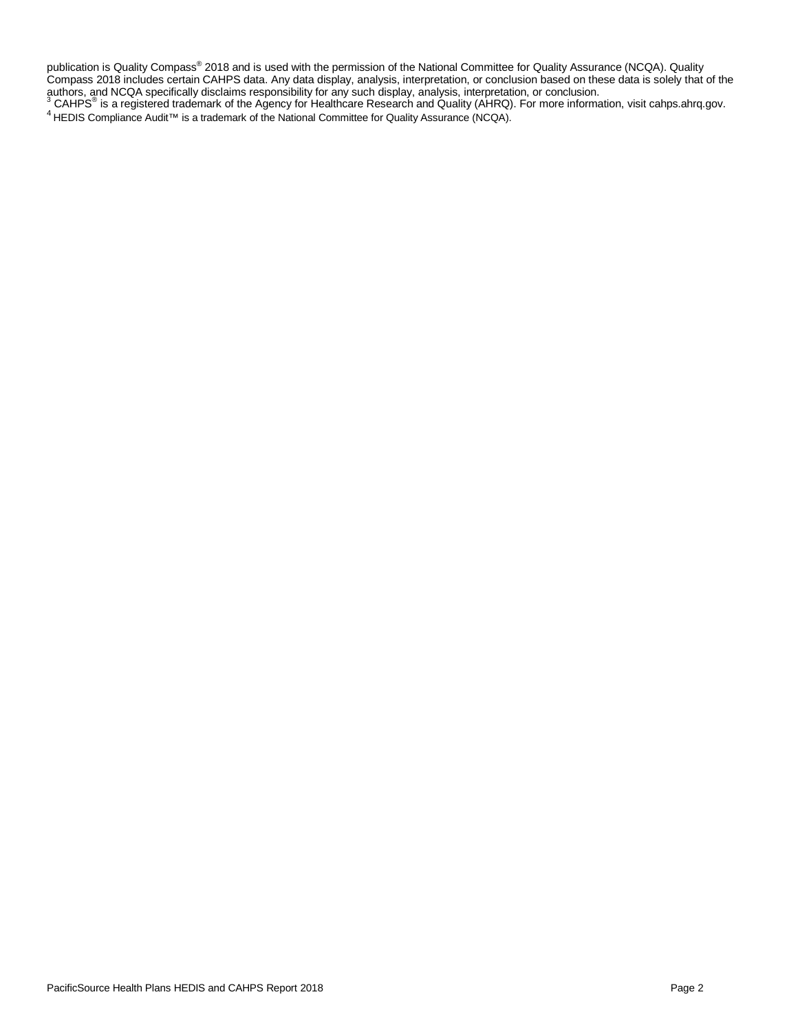publication is Quality Compass® 2018 and is used with the permission of the National Committee for Quality Assurance (NCQA). Quality Compass 2018 includes certain CAHPS data. Any data display, analysis, interpretation, or conclusion based on these data is solely that of the authors, and NCQA specifically disclaims responsibility for any such display, analysis, interpretation, or conclusion.

[3] CAHPS® is a registered trademark of the Agency for Healthcare Research and Quality (AHRQ). For more information, visit cahps.ahrq.gov.

[4] HEDIS Compliance Audit™ is a trademark of the National Committee for Quality Assurance (NCQA).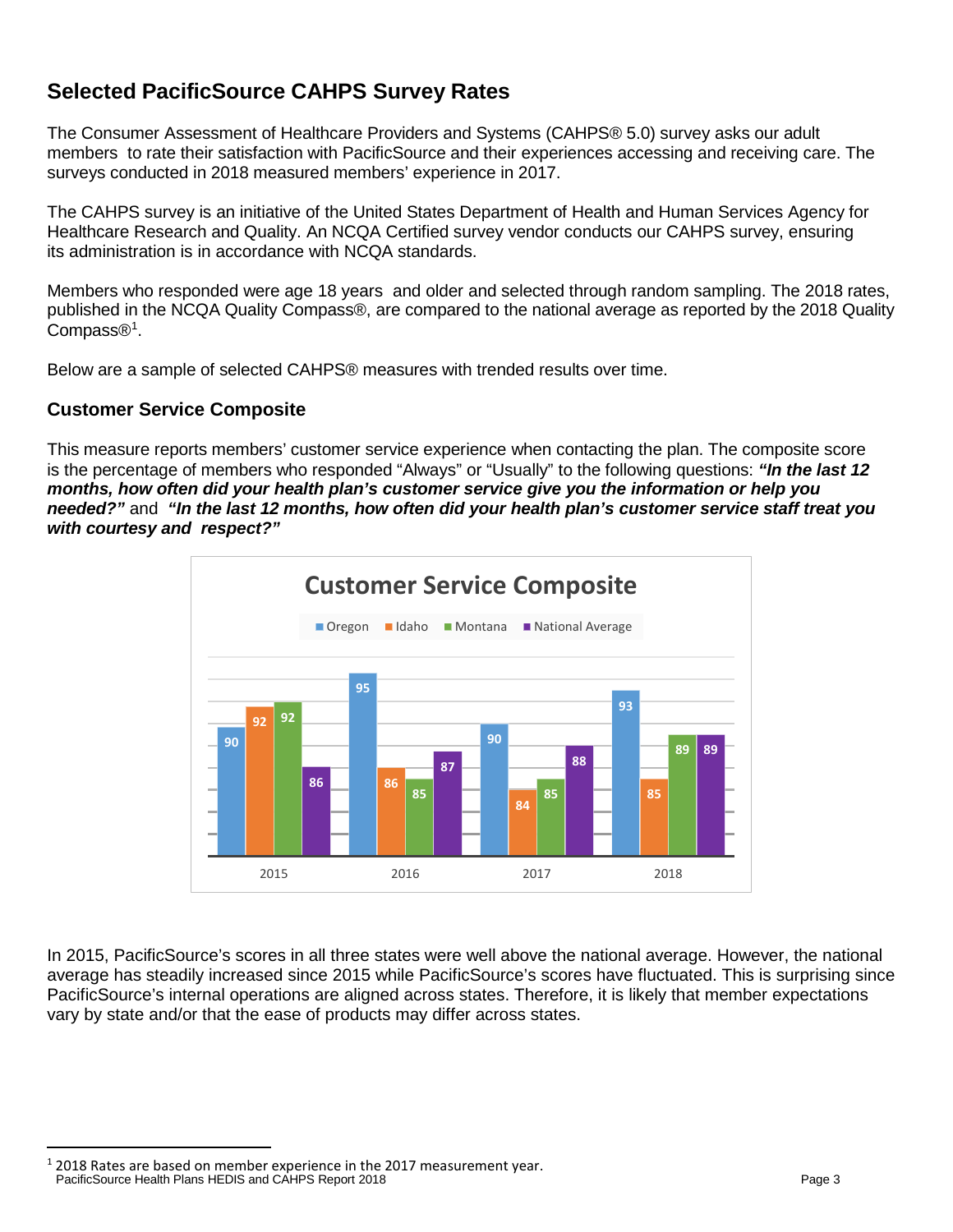## Selected PacificSource CAHPS Survey Rates

The Consumer Assessment of Healthcare Providers and Systems (CAHPS® 5.0) survey asks our adult members to rate their satisfaction with PacificSource and their experiences accessing and receiving care. The surveys conducted in 2018 measured members' experience in 2017.

The CAHPS survey is an initiative of the United States Department of Health and Human Services Agency for Healthcare Research and Quality. An NCQA Certified survey vendor conducts our CAHPS survey, ensuring its administration is in accordance with NCQA standards.

Members who responded were age 18 years and older and selected through random sampling. The 2018 rates, published in the NCQA Quality Compass®, are compared to the national average as reported by the 2018 Quality Compass®[1].

Below are a sample of selected CAHPS® measures with trended results over time.

### Customer Service Composite

This measure reports members' customer service experience when contacting the plan. The composite score is the percentage of members who responded "Always" or "Usually" to the following questions: ***"In the last 12 months, how often did your health plan's customer service give you the information or help you needed?"*** and ***"In the last 12 months, how often did your health plan's customer service staff treat you with courtesy and respect?"***

Customer Service Composite

Oregon | Idaho | Montana | National Average

2015: 90, 92, 92, 86
2016: 95, 86, 85, 87
2017: 90, 84, 85, 88
2018: 93, 85, 89, 89

In 2015, PacificSource's scores in all three states were well above the national average. However, the national average has steadily increased since 2015 while PacificSource's scores have fluctuated. This is surprising since PacificSource's internal operations are aligned across states. Therefore, it is likely that member expectations vary by state and/or that the ease of products may differ across states.

[1] 2018 Rates are based on member experience in the 2017 measurement year.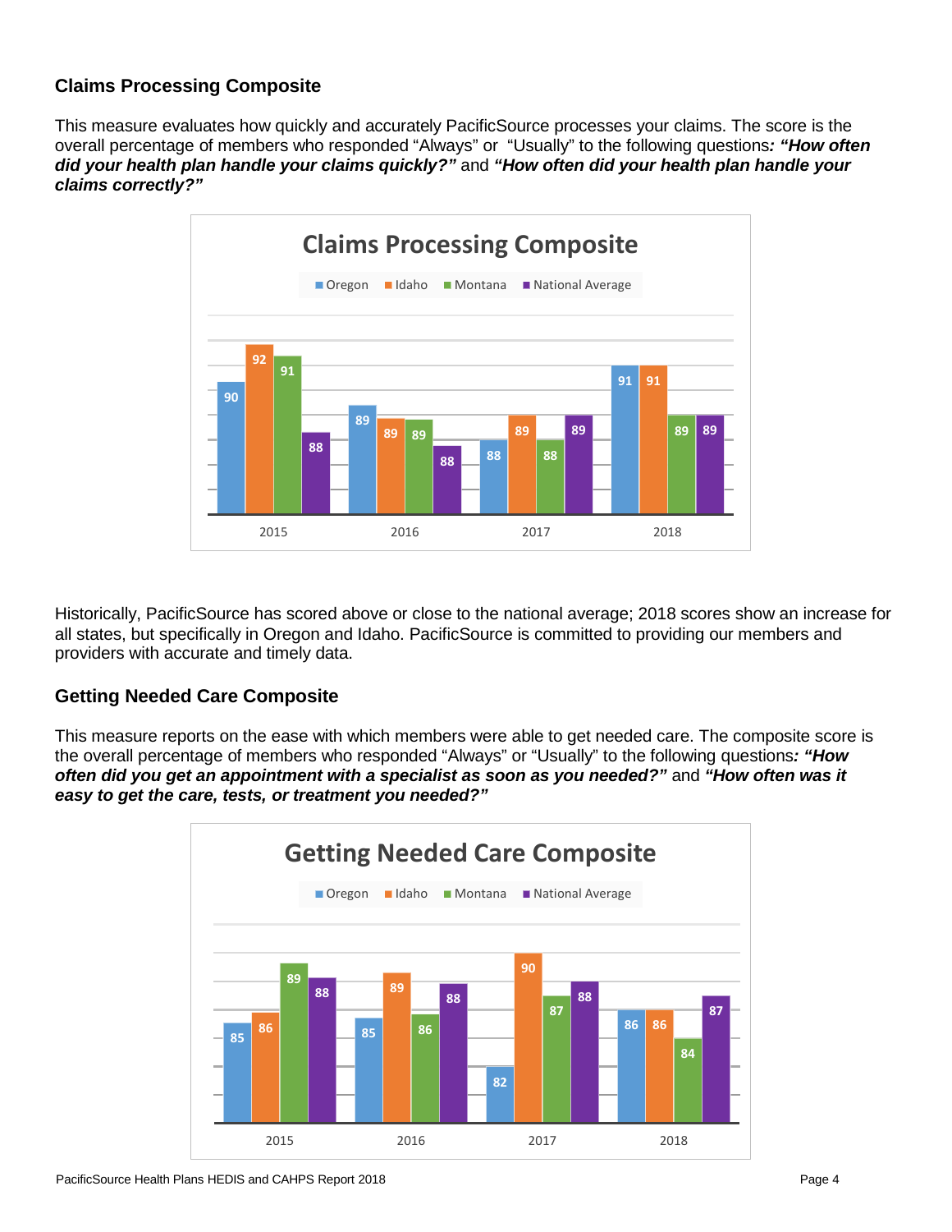### Claims Processing Composite

This measure evaluates how quickly and accurately PacificSource processes your claims. The score is the overall percentage of members who responded “Always” or “Usually” to the following questions***: “How often did your health plan handle your claims quickly?”*** and ***“How often did your health plan handle your claims correctly?”***

Claims Processing Composite

Oregon
Idaho
Montana
National Average

90
92
91
88
89
89
89
88
88
89
88
89
91
91
89
89

2015
2016
2017
2018

Historically, PacificSource has scored above or close to the national average; 2018 scores show an increase for all states, but specifically in Oregon and Idaho. PacificSource is committed to providing our members and providers with accurate and timely data.

### Getting Needed Care Composite

This measure reports on the ease with which members were able to get needed care. The composite score is the overall percentage of members who responded “Always” or “Usually” to the following questions***: “How often did you get an appointment with a specialist as soon as you needed?”*** and ***“How often was it easy to get the care, tests, or treatment you needed?”***

Getting Needed Care Composite

Oregon
Idaho
Montana
National Average

85
86
89
88
85
89
86
88
82
90
87
88
86
86
84
87

2015
2016
2017
2018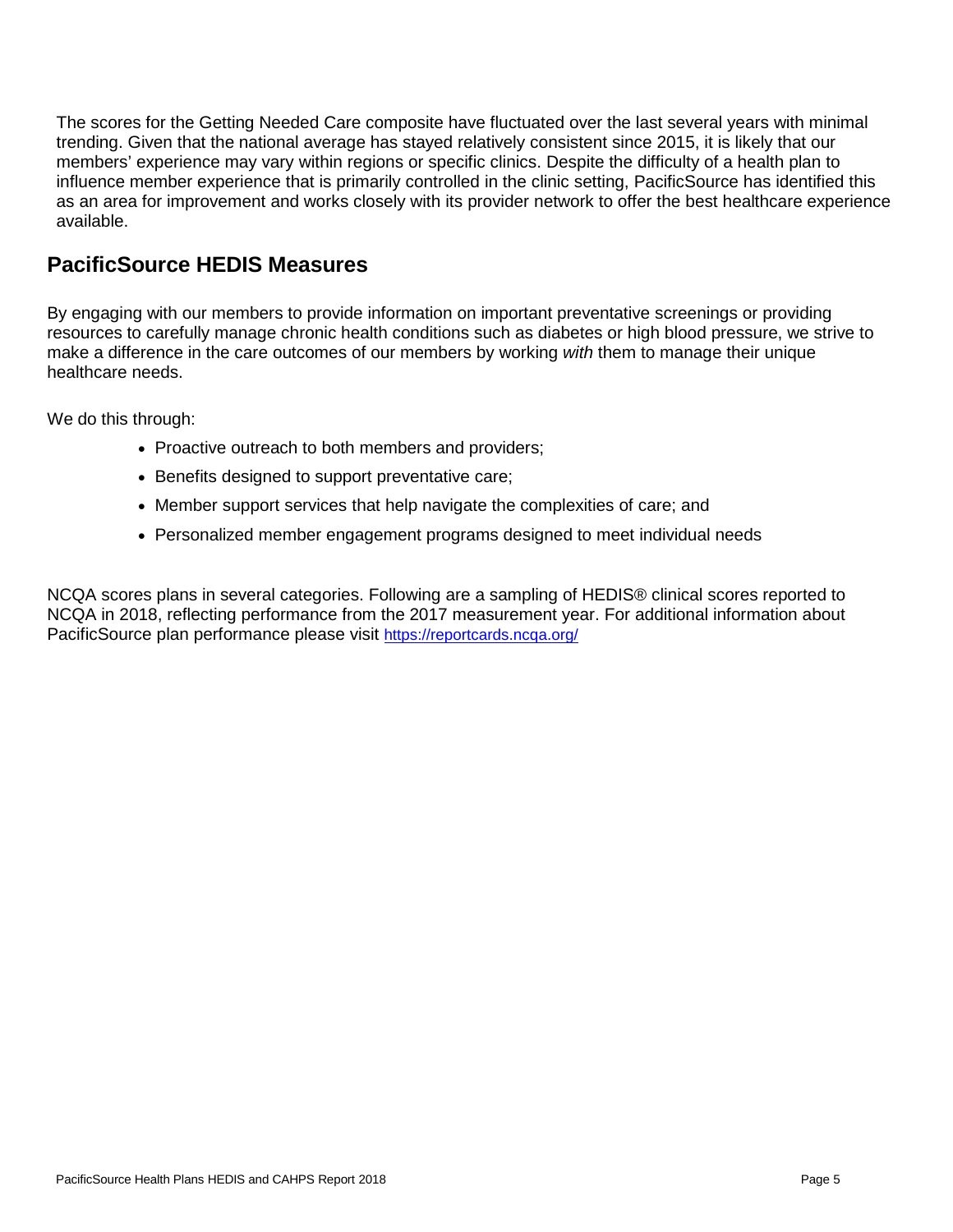The scores for the Getting Needed Care composite have fluctuated over the last several years with minimal trending. Given that the national average has stayed relatively consistent since 2015, it is likely that our members' experience may vary within regions or specific clinics. Despite the difficulty of a health plan to influence member experience that is primarily controlled in the clinic setting, PacificSource has identified this as an area for improvement and works closely with its provider network to offer the best healthcare experience available.

## PacificSource HEDIS Measures

By engaging with our members to provide information on important preventative screenings or providing resources to carefully manage chronic health conditions such as diabetes or high blood pressure, we strive to make a difference in the care outcomes of our members by working *with* them to manage their unique healthcare needs.

We do this through:

- Proactive outreach to both members and providers;
- Benefits designed to support preventative care;
- Member support services that help navigate the complexities of care; and
- Personalized member engagement programs designed to meet individual needs

NCQA scores plans in several categories. Following are a sampling of HEDIS® clinical scores reported to NCQA in 2018, reflecting performance from the 2017 measurement year. For additional information about PacificSource plan performance please visit https://reportcards.ncqa.org/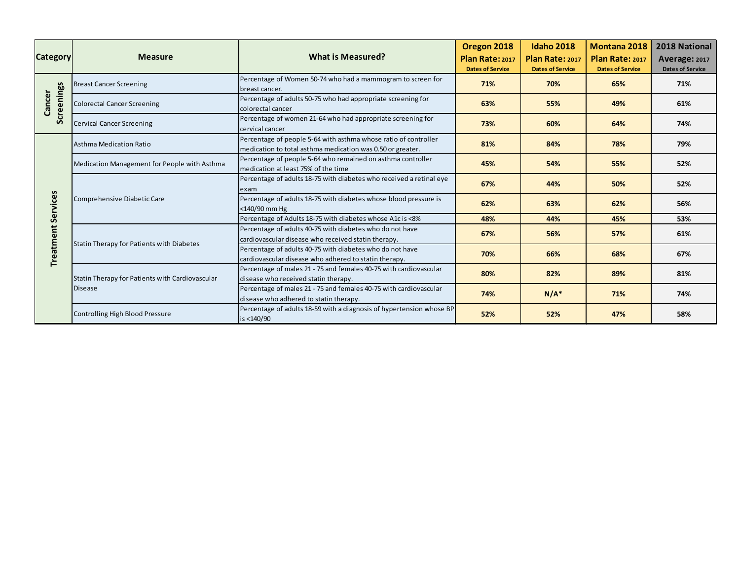| Category | Measure | What is Measured? | Oregon 2018 Plan Rate: 2017 Dates of Service | Idaho 2018 Plan Rate: 2017 Dates of Service | Montana 2018 Plan Rate: 2017 Dates of Service | 2018 National Average: 2017 Dates of Service |
|---|---|---|---|---|---|---|
| Cancer Screenings | Breast Cancer Screening | Percentage of Women 50-74 who had a mammogram to screen for breast cancer. | 71% | 70% | 65% | 71% |
| | Colorectal Cancer Screening | Percentage of adults 50-75 who had appropriate screening for colorectal cancer | 63% | 55% | 49% | 61% |
| | Cervical Cancer Screening | Percentage of women 21-64 who had appropriate screening for cervical cancer | 73% | 60% | 64% | 74% |
| Treatment Services | Asthma Medication Ratio | Percentage of people 5-64 with asthma whose ratio of controller medication to total asthma medication was 0.50 or greater. | 81% | 84% | 78% | 79% |
| | Medication Management for People with Asthma | Percentage of people 5-64 who remained on asthma controller medication at least 75% of the time | 45% | 54% | 55% | 52% |
| | Comprehensive Diabetic Care | Percentage of adults 18-75 with diabetes who received a retinal eye exam | 67% | 44% | 50% | 52% |
| | | Percentage of adults 18-75 with diabetes whose blood pressure is <140/90 mm Hg | 62% | 63% | 62% | 56% |
| | | Percentage of Adults 18-75 with diabetes whose A1c is <8% | 48% | 44% | 45% | 53% |
| | Statin Therapy for Patients with Diabetes | Percentage of adults 40-75 with diabetes who do not have cardiovascular disease who received statin therapy. | 67% | 56% | 57% | 61% |
| | | Percentage of adults 40-75 with diabetes who do not have cardiovascular disease who adhered to statin therapy. | 70% | 66% | 68% | 67% |
| | Statin Therapy for Patients with Cardiovascular Disease | Percentage of males 21 - 75 and females 40-75 with cardiovascular disease who received statin therapy. | 80% | 82% | 89% | 81% |
| | | Percentage of males 21 - 75 and females 40-75 with cardiovascular disease who adhered to statin therapy. | 74% | N/A* | 71% | 74% |
| | Controlling High Blood Pressure | Percentage of adults 18-59 with a diagnosis of hypertension whose BP is <140/90 | 52% | 52% | 47% | 58% |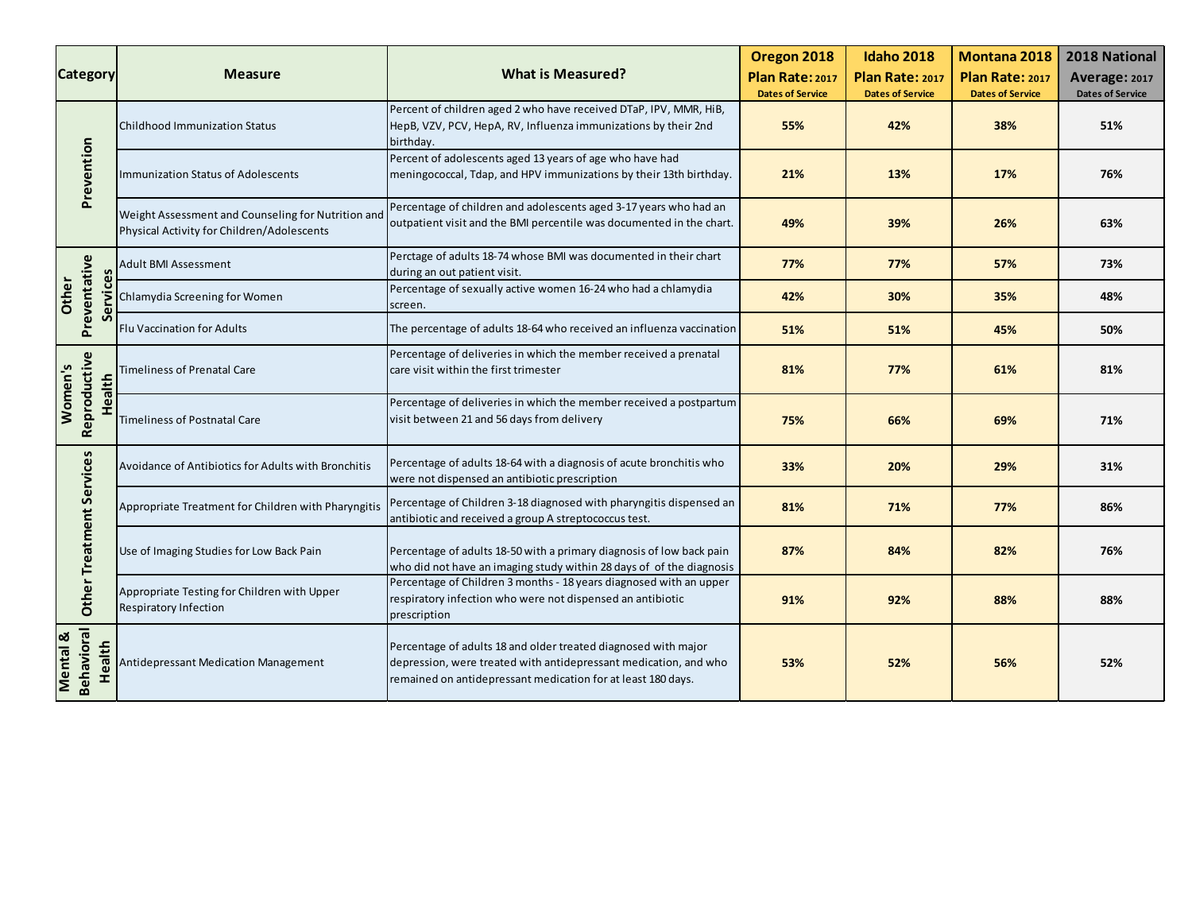| Category | Measure | What is Measured? | Oregon 2018 Plan Rate: 2017 Dates of Service | Idaho 2018 Plan Rate: 2017 Dates of Service | Montana 2018 Plan Rate: 2017 Dates of Service | 2018 National Average: 2017 Dates of Service |
|---|---|---|---|---|---|---|
| Prevention | Childhood Immunization Status | Percent of children aged 2 who have received DTaP, IPV, MMR, HiB, HepB, VZV, PCV, HepA, RV, Influenza immunizations by their 2nd birthday. | 55% | 42% | 38% | 51% |
| | Immunization Status of Adolescents | Percent of adolescents aged 13 years of age who have had meningococcal, Tdap, and HPV immunizations by their 13th birthday. | 21% | 13% | 17% | 76% |
| | Weight Assessment and Counseling for Nutrition and Physical Activity for Children/Adolescents | Percentage of children and adolescents aged 3-17 years who had an outpatient visit and the BMI percentile was documented in the chart. | 49% | 39% | 26% | 63% |
| Other Preventative Services | Adult BMI Assessment | Perctage of adults 18-74 whose BMI was documented in their chart during an out patient visit. | 77% | 77% | 57% | 73% |
| | Chlamydia Screening for Women | Percentage of sexually active women 16-24 who had a chlamydia screen. | 42% | 30% | 35% | 48% |
| | Flu Vaccination for Adults | The percentage of adults 18-64 who received an influenza vaccination | 51% | 51% | 45% | 50% |
| Women's Reproductive Health | Timeliness of Prenatal Care | Percentage of deliveries in which the member received a prenatal care visit within the first trimester | 81% | 77% | 61% | 81% |
| | Timeliness of Postnatal Care | Percentage of deliveries in which the member received a postpartum visit between 21 and 56 days from delivery | 75% | 66% | 69% | 71% |
| Other Treatment Services | Avoidance of Antibiotics for Adults with Bronchitis | Percentage of adults 18-64 with a diagnosis of acute bronchitis who were not dispensed an antibiotic prescription | 33% | 20% | 29% | 31% |
| | Appropriate Treatment for Children with Pharyngitis | Percentage of Children 3-18 diagnosed with pharyngitis dispensed an antibiotic and received a group A streptococcus test. | 81% | 71% | 77% | 86% |
| | Use of Imaging Studies for Low Back Pain | Percentage of adults 18-50 with a primary diagnosis of low back pain who did not have an imaging study within 28 days of of the diagnosis | 87% | 84% | 82% | 76% |
| | Appropriate Testing for Children with Upper Respiratory Infection | Percentage of Children 3 months - 18 years diagnosed with an upper respiratory infection who were not dispensed an antibiotic prescription | 91% | 92% | 88% | 88% |
| Mental & Behavioral Health | Antidepressant Medication Management | Percentage of adults 18 and older treated diagnosed with major depression, were treated with antidepressant medication, and who remained on antidepressant medication for at least 180 days. | 53% | 52% | 56% | 52% |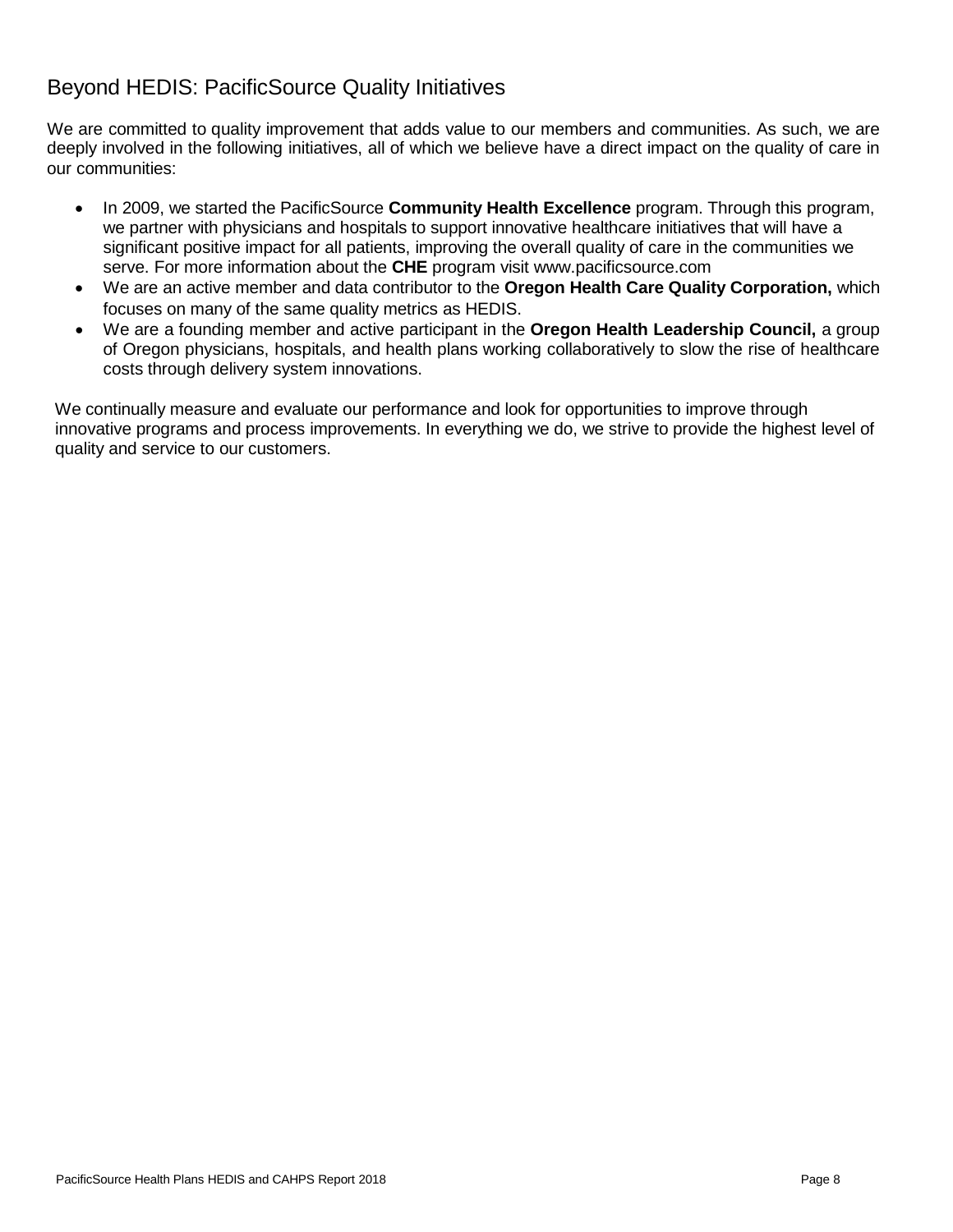# Beyond HEDIS: PacificSource Quality Initiatives

We are committed to quality improvement that adds value to our members and communities. As such, we are deeply involved in the following initiatives, all of which we believe have a direct impact on the quality of care in our communities:

- In 2009, we started the PacificSource **Community Health Excellence** program. Through this program, we partner with physicians and hospitals to support innovative healthcare initiatives that will have a significant positive impact for all patients, improving the overall quality of care in the communities we serve. For more information about the **CHE** program visit www.pacificsource.com
- We are an active member and data contributor to the **Oregon Health Care Quality Corporation,** which focuses on many of the same quality metrics as HEDIS.
- We are a founding member and active participant in the **Oregon Health Leadership Council,** a group of Oregon physicians, hospitals, and health plans working collaboratively to slow the rise of healthcare costs through delivery system innovations.

We continually measure and evaluate our performance and look for opportunities to improve through innovative programs and process improvements. In everything we do, we strive to provide the highest level of quality and service to our customers.